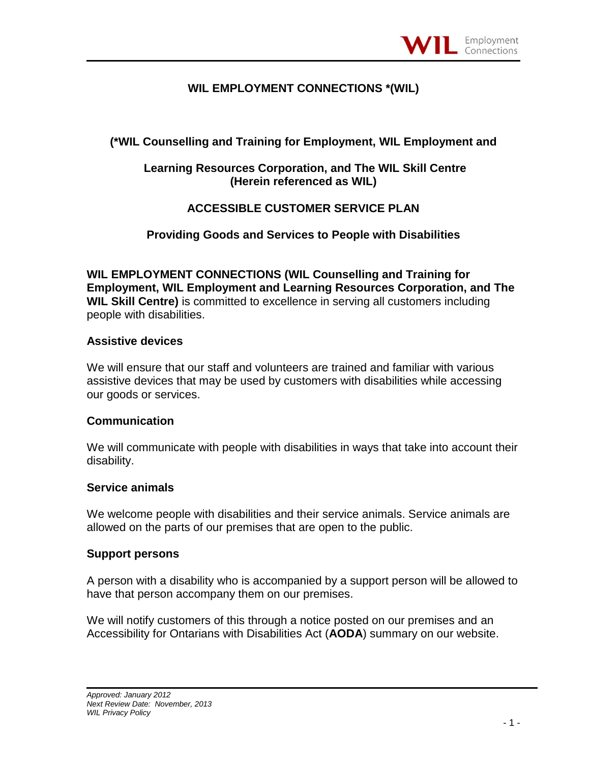# WIL EMPLOYMENT CONNECTIONS *(WIL)

## (*WIL Counselling and Training for Employment, WIL Employment and Learning Resources Corporation, and The WIL Skill Centre (Herein referenced as WIL)

## ACCESSIBLE CUSTOMER SERVICE PLAN

## Providing Goods and Services to People with Disabilities

**WIL EMPLOYMENT CONNECTIONS (WIL Counselling and Training for Employment, WIL Employment and Learning Resources Corporation, and The WIL Skill Centre)** is committed to excellence in serving all customers including people with disabilities.

### Assistive devices

We will ensure that our staff and volunteers are trained and familiar with various assistive devices that may be used by customers with disabilities while accessing our goods or services.

### Communication

We will communicate with people with disabilities in ways that take into account their disability.

### Service animals

We welcome people with disabilities and their service animals. Service animals are allowed on the parts of our premises that are open to the public.

### Support persons

A person with a disability who is accompanied by a support person will be allowed to have that person accompany them on our premises.

We will notify customers of this through a notice posted on our premises and an Accessibility for Ontarians with Disabilities Act (**AODA**) summary on our website.

*Approved: January 2012*
*Next Review Date: November, 2013*
*WIL Privacy Policy*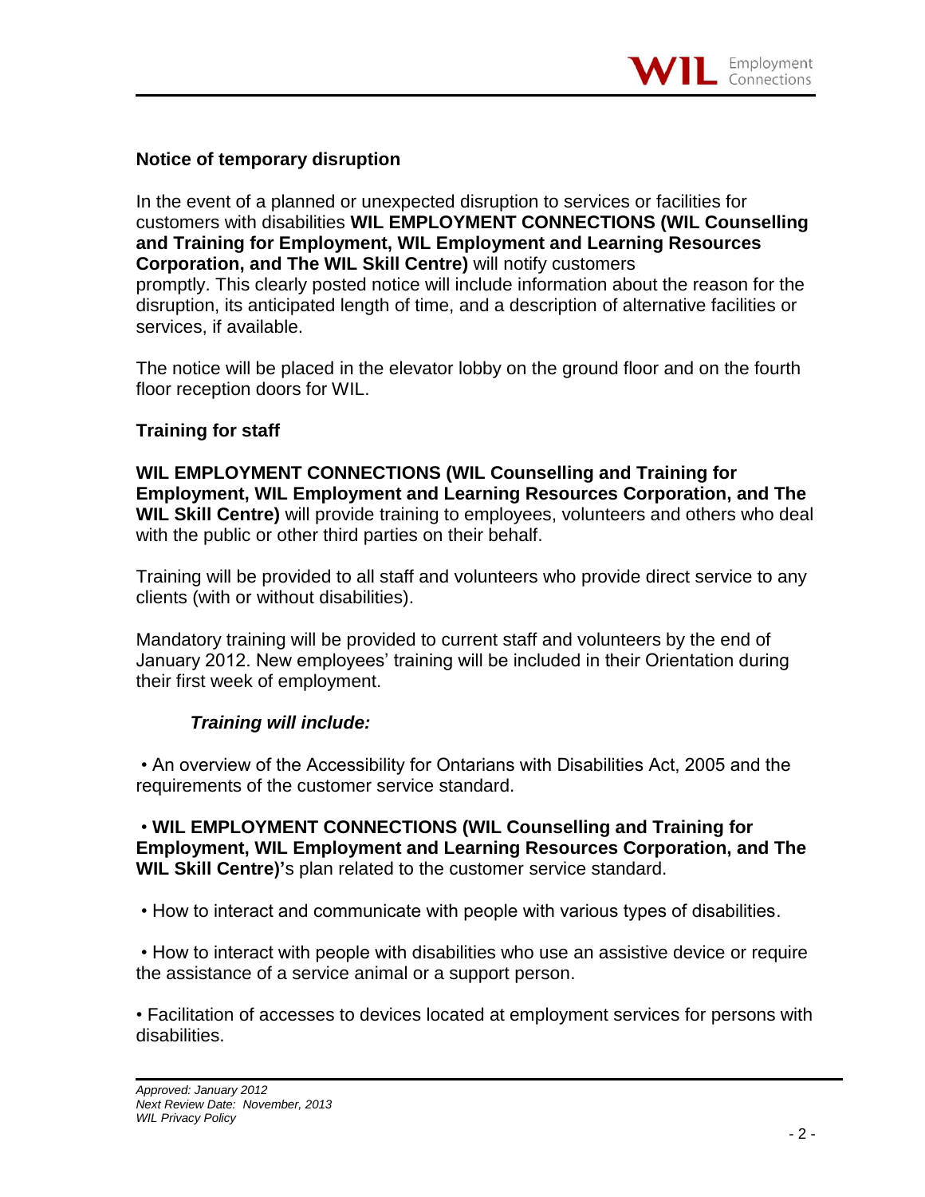## Notice of temporary disruption

In the event of a planned or unexpected disruption to services or facilities for customers with disabilities **WIL EMPLOYMENT CONNECTIONS (WIL Counselling and Training for Employment, WIL Employment and Learning Resources Corporation, and The WIL Skill Centre)** will notify customers promptly. This clearly posted notice will include information about the reason for the disruption, its anticipated length of time, and a description of alternative facilities or services, if available.

The notice will be placed in the elevator lobby on the ground floor and on the fourth floor reception doors for WIL.

## Training for staff

**WIL EMPLOYMENT CONNECTIONS (WIL Counselling and Training for Employment, WIL Employment and Learning Resources Corporation, and The WIL Skill Centre)** will provide training to employees, volunteers and others who deal with the public or other third parties on their behalf.

Training will be provided to all staff and volunteers who provide direct service to any clients (with or without disabilities).

Mandatory training will be provided to current staff and volunteers by the end of January 2012. New employees' training will be included in their Orientation during their first week of employment.

***Training will include:***

- An overview of the Accessibility for Ontarians with Disabilities Act, 2005 and the requirements of the customer service standard.
- **WIL EMPLOYMENT CONNECTIONS (WIL Counselling and Training for Employment, WIL Employment and Learning Resources Corporation, and The WIL Skill Centre)'**s plan related to the customer service standard.
- How to interact and communicate with people with various types of disabilities.
- How to interact with people with disabilities who use an assistive device or require the assistance of a service animal or a support person.
- Facilitation of accesses to devices located at employment services for persons with disabilities.

*Approved: January 2012*
*Next Review Date: November, 2013*
*WIL Privacy Policy*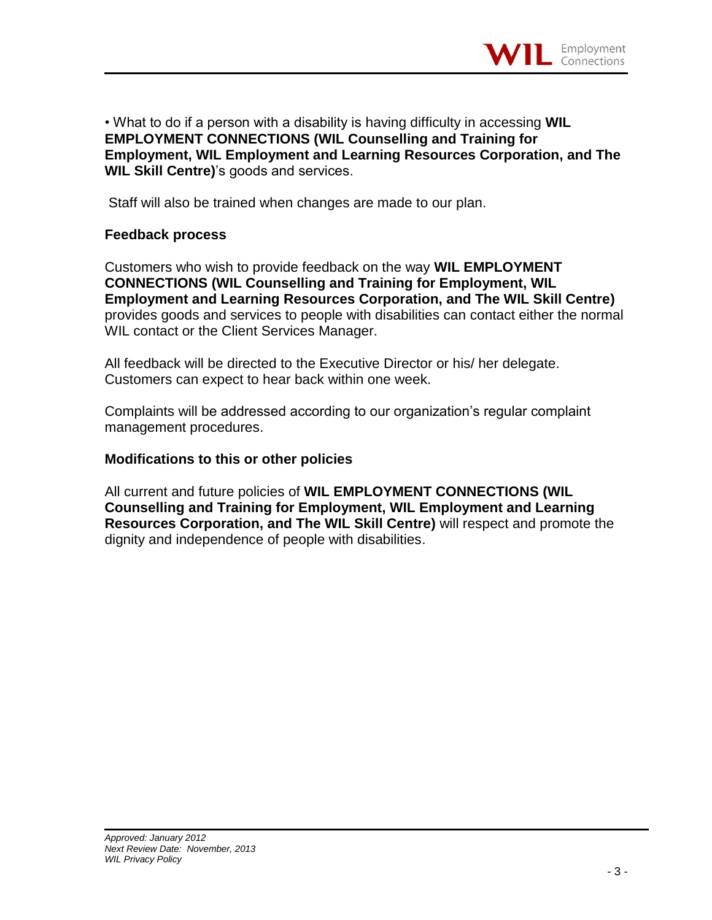- What to do if a person with a disability is having difficulty in accessing **WIL EMPLOYMENT CONNECTIONS (WIL Counselling and Training for Employment, WIL Employment and Learning Resources Corporation, and The WIL Skill Centre)**'s goods and services.

Staff will also be trained when changes are made to our plan.

**Feedback process**

Customers who wish to provide feedback on the way **WIL EMPLOYMENT CONNECTIONS (WIL Counselling and Training for Employment, WIL Employment and Learning Resources Corporation, and The WIL Skill Centre)** provides goods and services to people with disabilities can contact either the normal WIL contact or the Client Services Manager.

All feedback will be directed to the Executive Director or his/ her delegate. Customers can expect to hear back within one week.

Complaints will be addressed according to our organization's regular complaint management procedures.

**Modifications to this or other policies**

All current and future policies of **WIL EMPLOYMENT CONNECTIONS (WIL Counselling and Training for Employment, WIL Employment and Learning Resources Corporation, and The WIL Skill Centre)** will respect and promote the dignity and independence of people with disabilities.